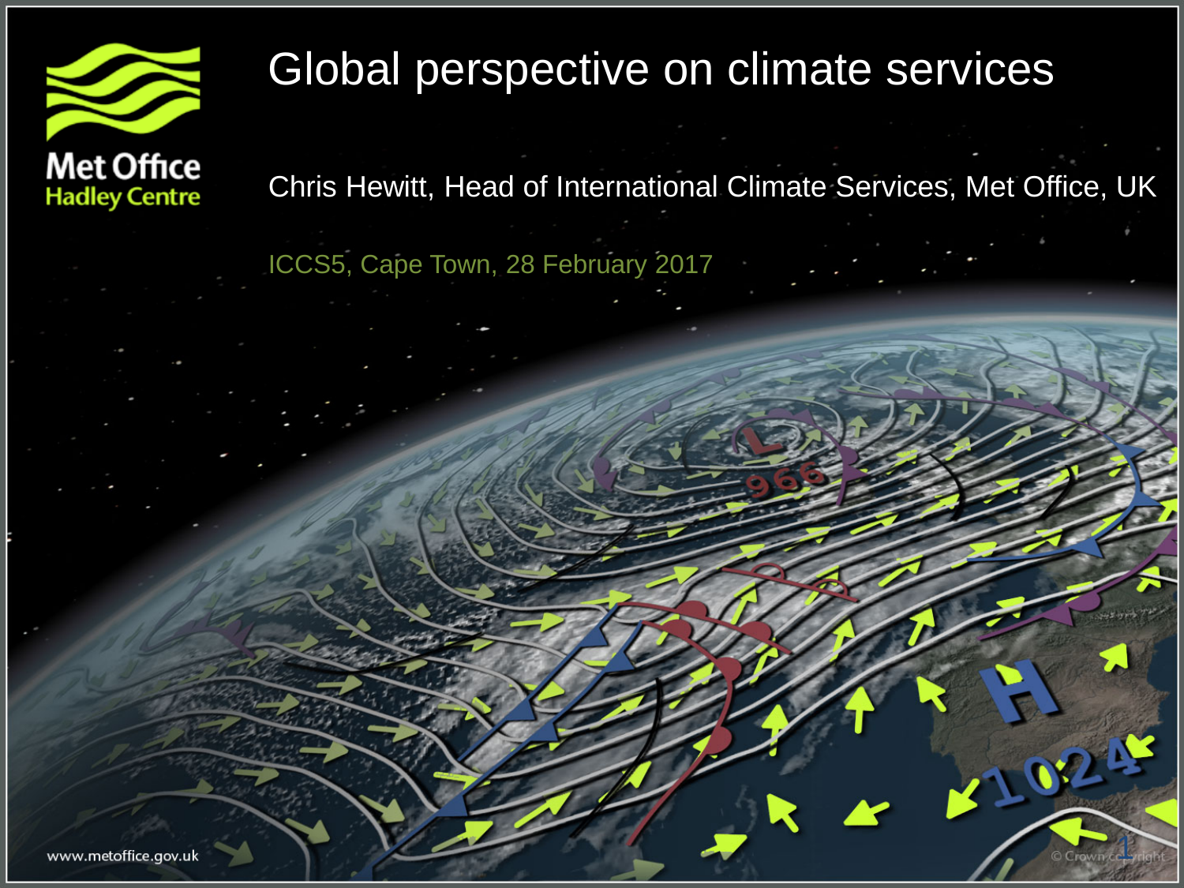# Global perspective on climate services

Chris Hewitt, Head of International Climate Services, Met Office, UK

ICCS5, Cape Town, 28 February 2017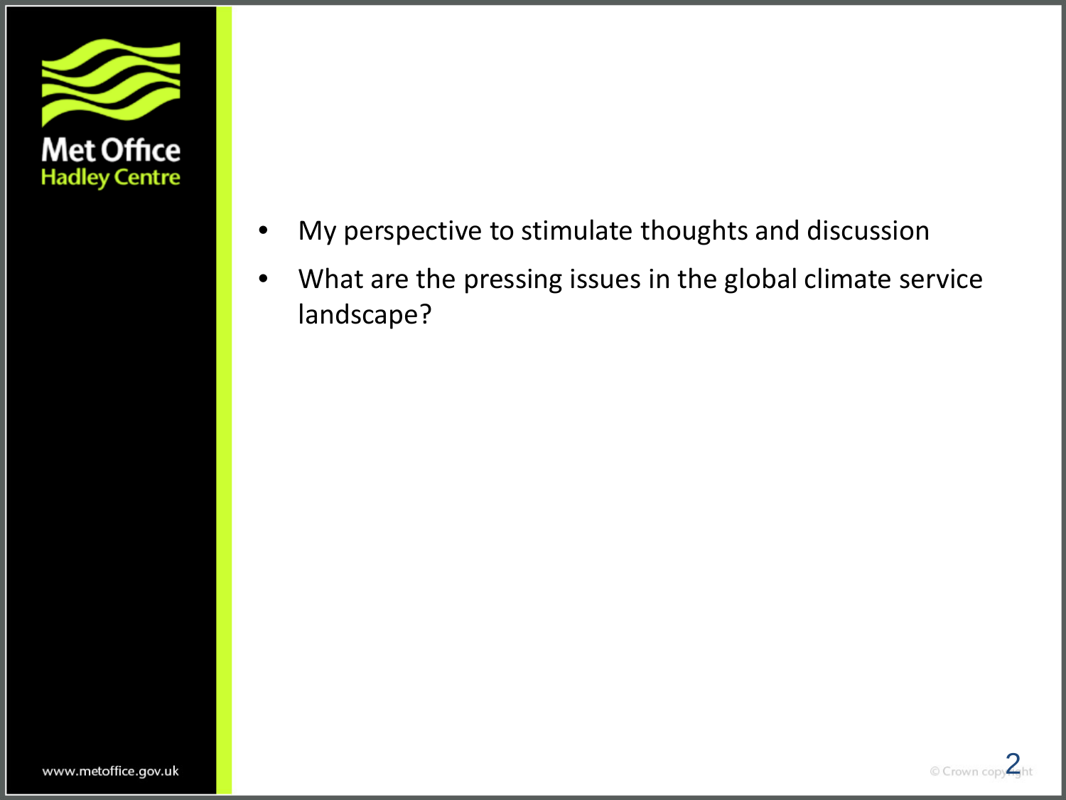- My perspective to stimulate thoughts and discussion
- What are the pressing issues in the global climate service landscape?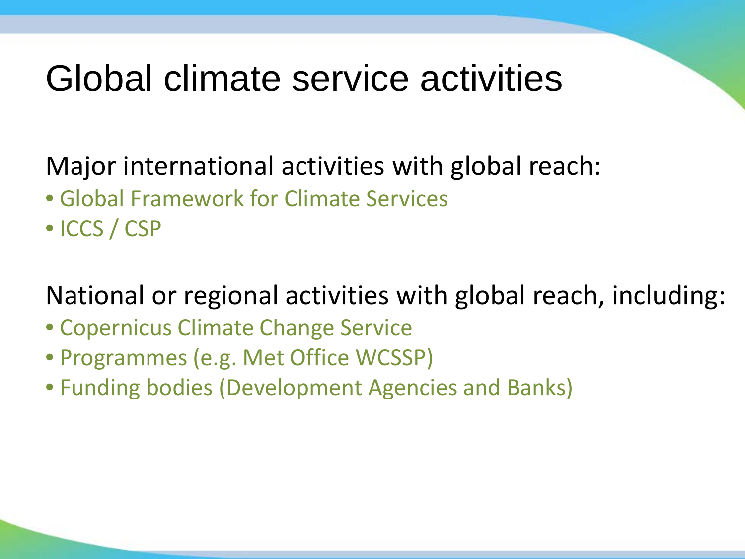# Global climate service activities

Major international activities with global reach:

- Global Framework for Climate Services
- ICCS / CSP

National or regional activities with global reach, including:

- Copernicus Climate Change Service
- Programmes (e.g. Met Office WCSSP)
- Funding bodies (Development Agencies and Banks)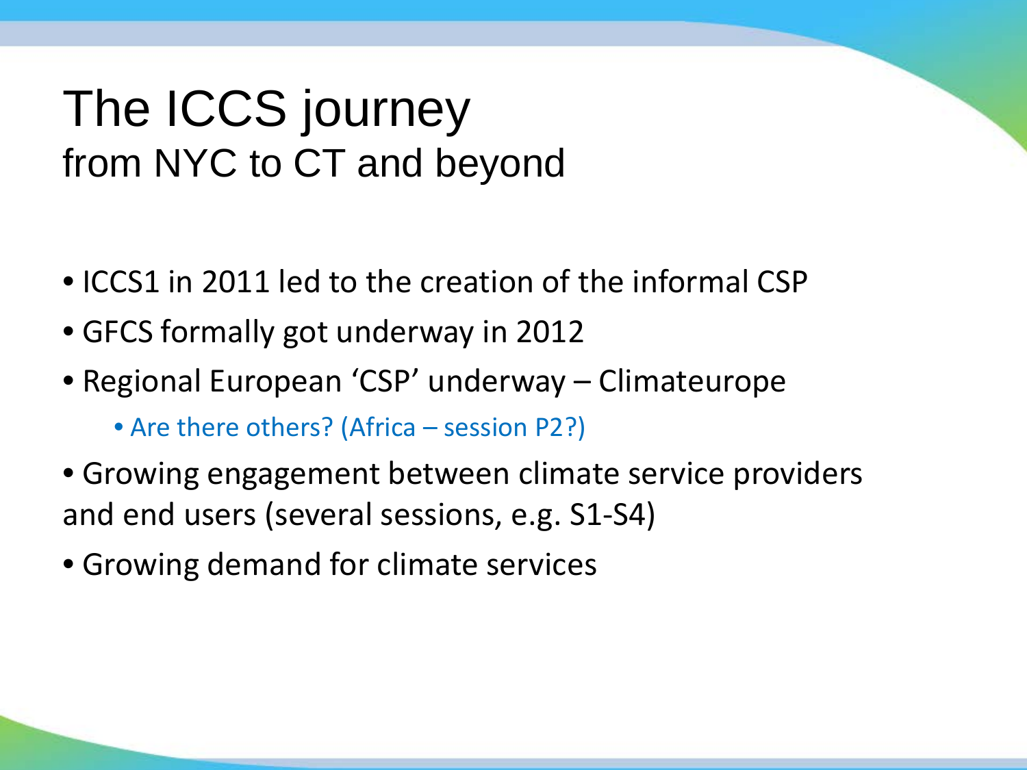# The ICCS journey
## from NYC to CT and beyond

- ICCS1 in 2011 led to the creation of the informal CSP
- GFCS formally got underway in 2012
- Regional European 'CSP' underway – Climateurope
  - Are there others? (Africa – session P2?)
- Growing engagement between climate service providers and end users (several sessions, e.g. S1-S4)
- Growing demand for climate services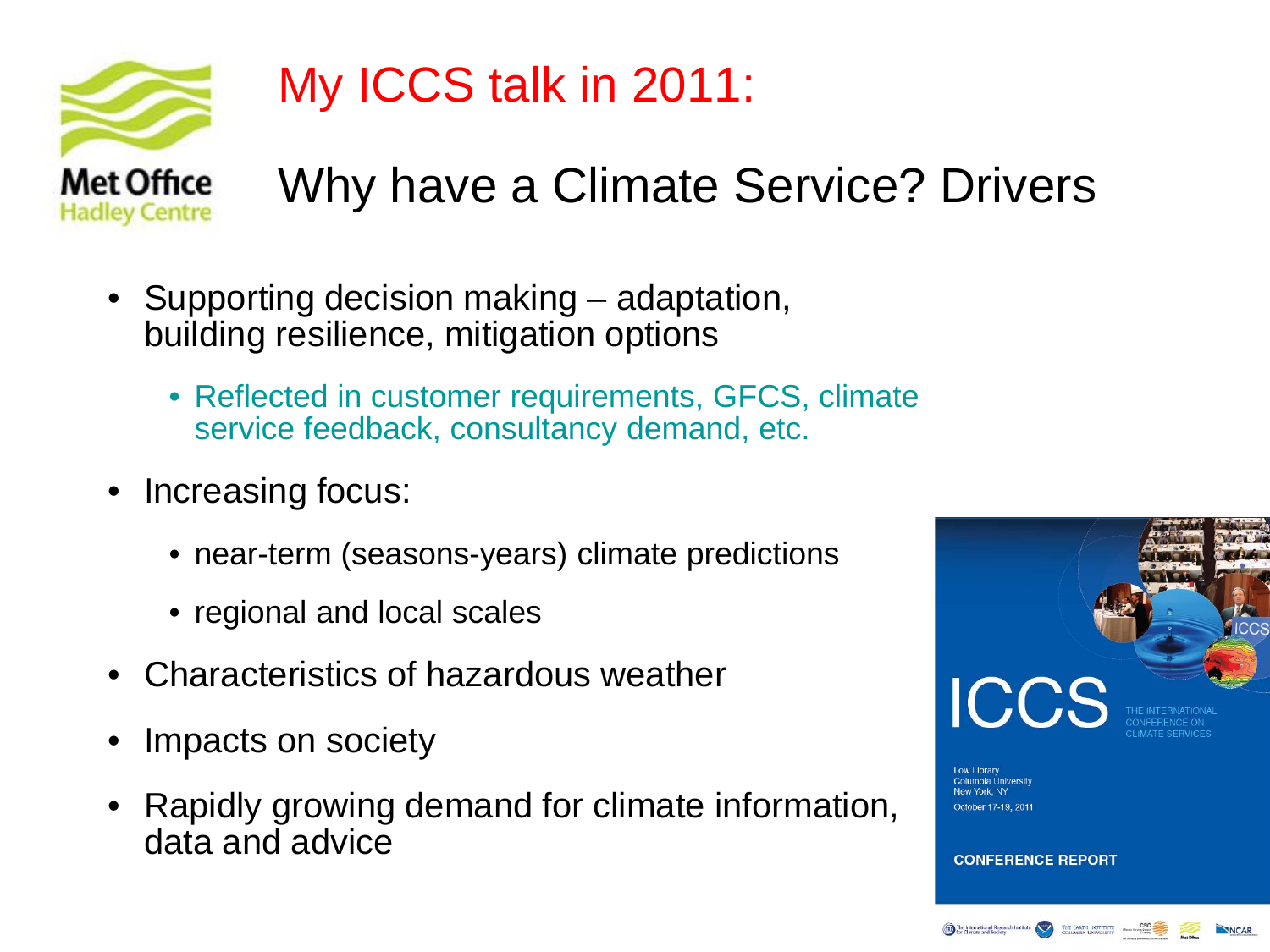# My ICCS talk in 2011:

## Why have a Climate Service? Drivers

- Supporting decision making – adaptation, building resilience, mitigation options
  - Reflected in customer requirements, GFCS, climate service feedback, consultancy demand, etc.
- Increasing focus:
  - near-term (seasons-years) climate predictions
  - regional and local scales
- Characteristics of hazardous weather
- Impacts on society
- Rapidly growing demand for climate information, data and advice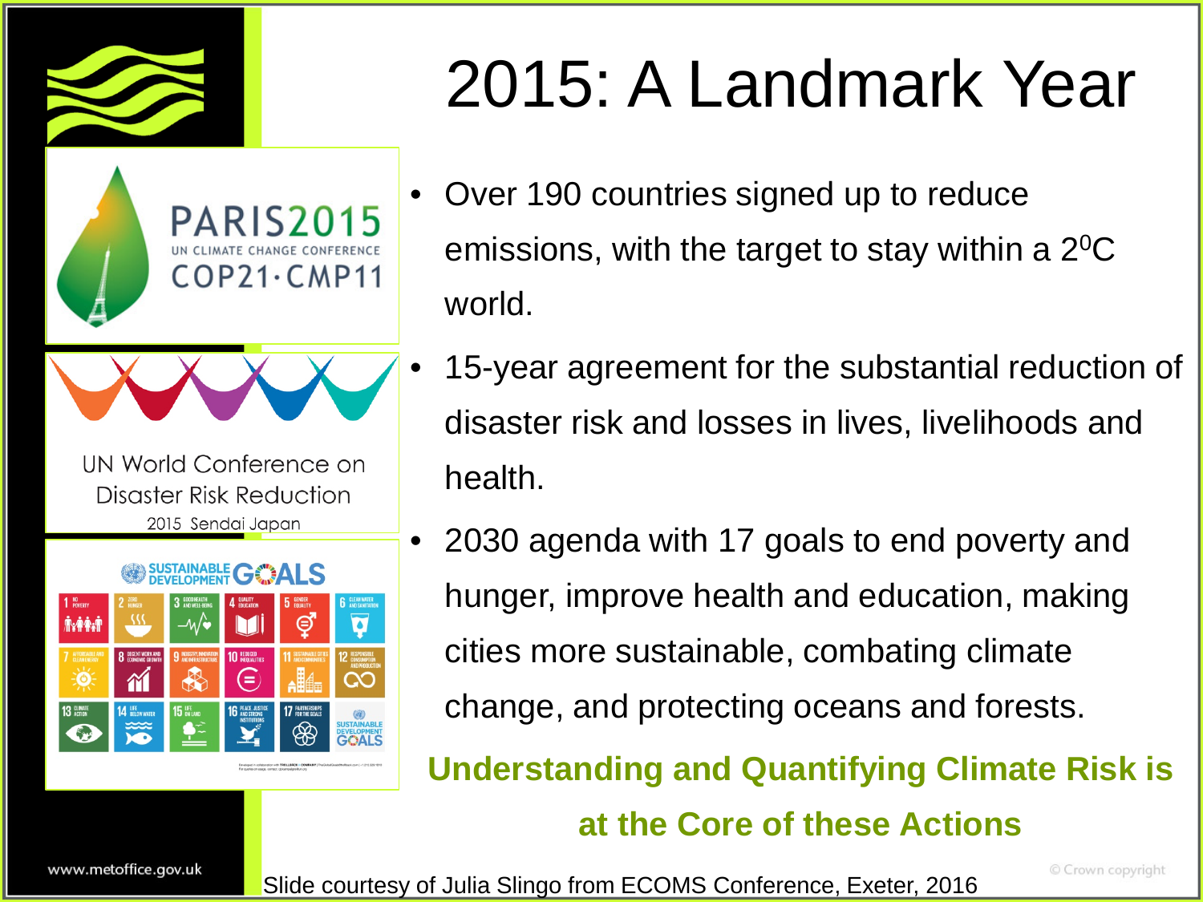# 2015: A Landmark Year

PARIS2015
UN CLIMATE CHANGE CONFERENCE
COP21·CMP11

UN World Conference on Disaster Risk Reduction
2015 Sendai Japan

SUSTAINABLE DEVELOPMENT GOALS

- Over 190 countries signed up to reduce emissions, with the target to stay within a $2^0$C world.
- 15-year agreement for the substantial reduction of disaster risk and losses in lives, livelihoods and health.
- 2030 agenda with 17 goals to end poverty and hunger, improve health and education, making cities more sustainable, combating climate change, and protecting oceans and forests.

**Understanding and Quantifying Climate Risk is at the Core of these Actions**

www.metoffice.gov.uk

Slide courtesy of Julia Slingo from ECOMS Conference, Exeter, 2016

© Crown copyright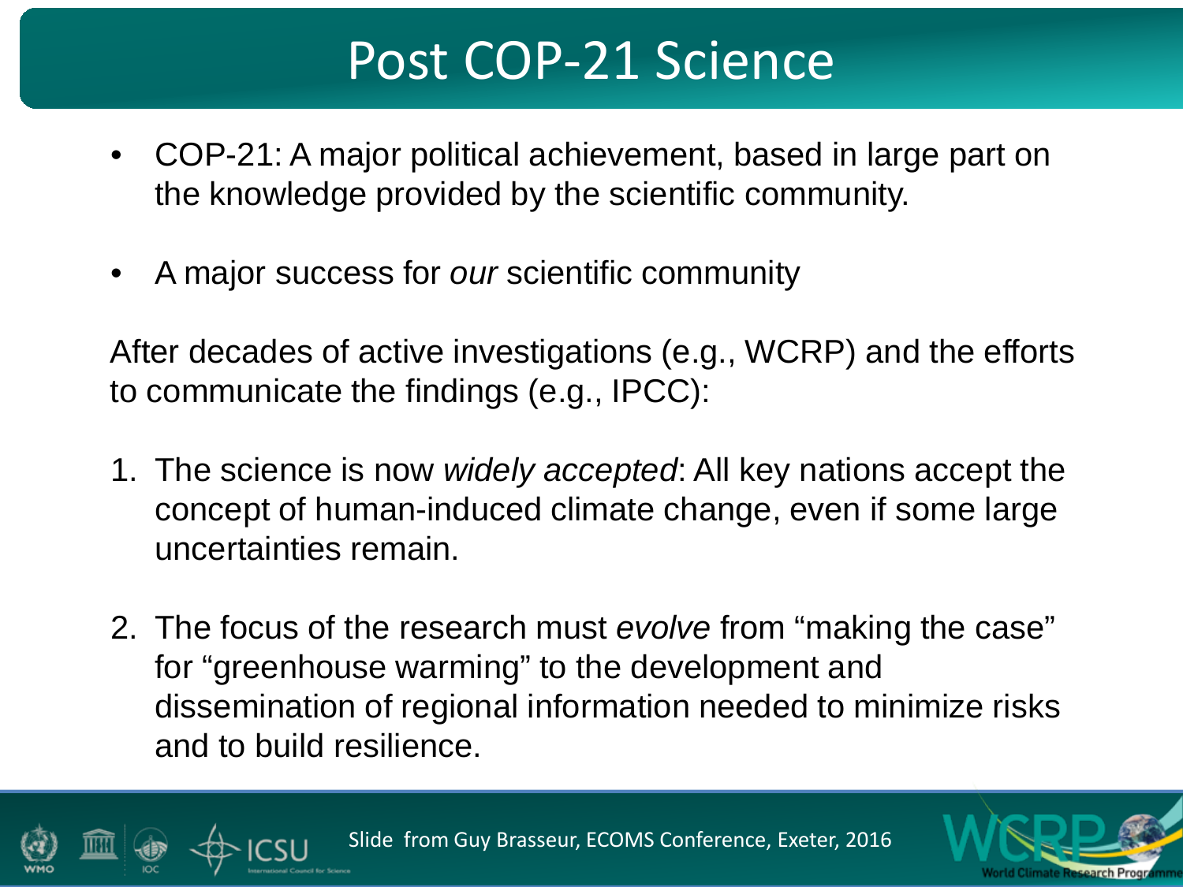# Post COP-21 Science

- COP-21: A major political achievement, based in large part on the knowledge provided by the scientific community.
- A major success for *our* scientific community

After decades of active investigations (e.g., WCRP) and the efforts to communicate the findings (e.g., IPCC):

1. The science is now *widely accepted*: All key nations accept the concept of human-induced climate change, even if some large uncertainties remain.
2. The focus of the research must *evolve* from “making the case” for “greenhouse warming” to the development and dissemination of regional information needed to minimize risks and to build resilience.

Slide from Guy Brasseur, ECOMS Conference, Exeter, 2016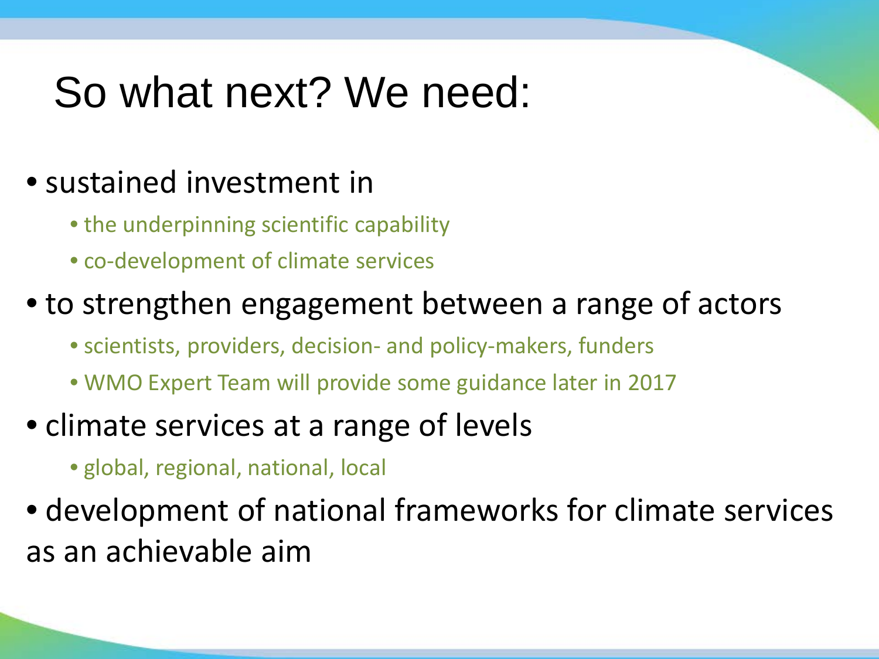# So what next? We need:

- sustained investment in
  - the underpinning scientific capability
  - co-development of climate services
- to strengthen engagement between a range of actors
  - scientists, providers, decision- and policy-makers, funders
  - WMO Expert Team will provide some guidance later in 2017
- climate services at a range of levels
  - global, regional, national, local
- development of national frameworks for climate services as an achievable aim